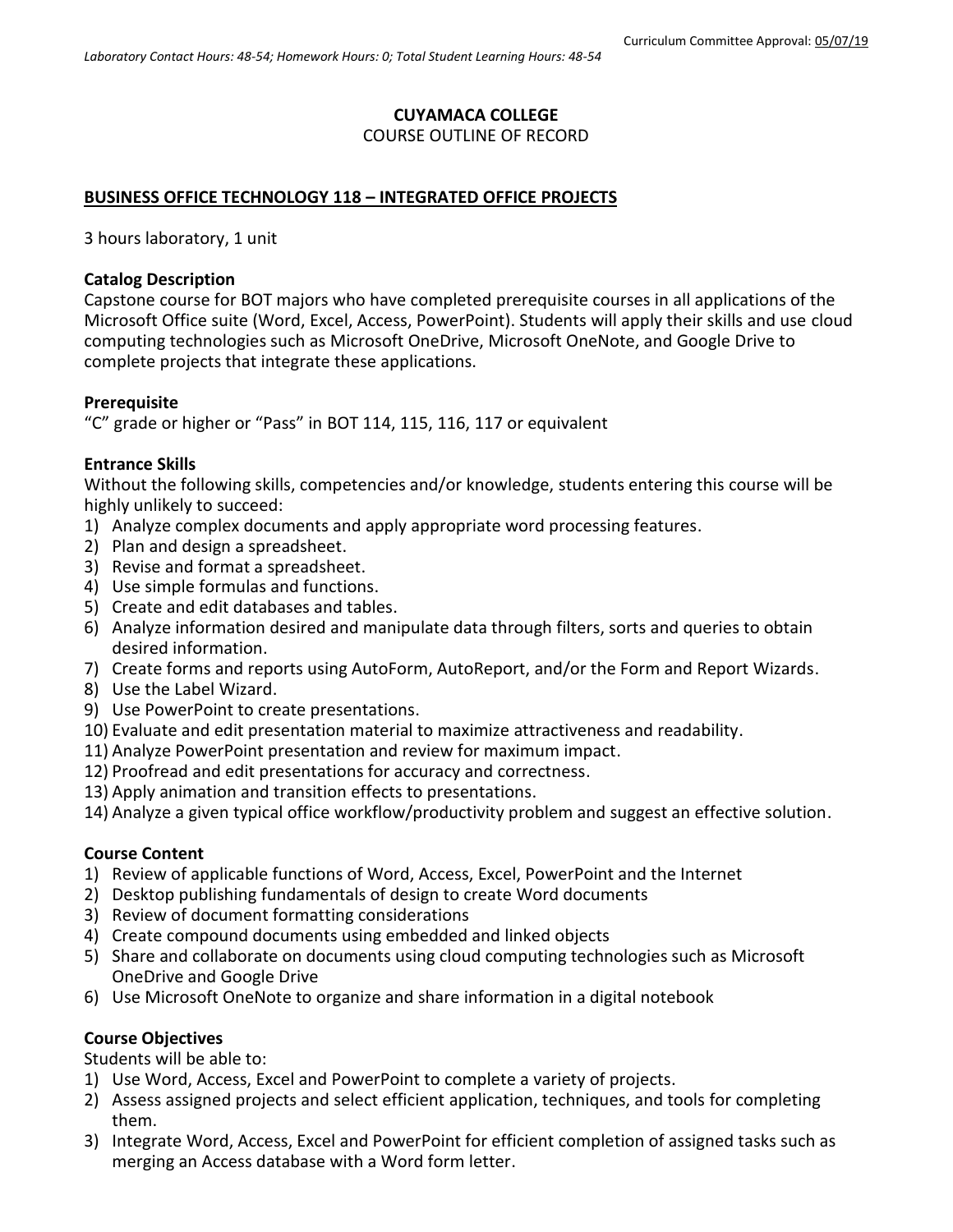Curriculum Committee Approval: 05/07/19

*Laboratory Contact Hours: 48-54; Homework Hours: 0; Total Student Learning Hours: 48-54*

**CUYAMACA COLLEGE**
COURSE OUTLINE OF RECORD

**BUSINESS OFFICE TECHNOLOGY 118 – INTEGRATED OFFICE PROJECTS**

3 hours laboratory, 1 unit

**Catalog Description**
Capstone course for BOT majors who have completed prerequisite courses in all applications of the Microsoft Office suite (Word, Excel, Access, PowerPoint). Students will apply their skills and use cloud computing technologies such as Microsoft OneDrive, Microsoft OneNote, and Google Drive to complete projects that integrate these applications.

**Prerequisite**
"C" grade or higher or "Pass" in BOT 114, 115, 116, 117 or equivalent

**Entrance Skills**
Without the following skills, competencies and/or knowledge, students entering this course will be highly unlikely to succeed:

1) Analyze complex documents and apply appropriate word processing features.
2) Plan and design a spreadsheet.
3) Revise and format a spreadsheet.
4) Use simple formulas and functions.
5) Create and edit databases and tables.
6) Analyze information desired and manipulate data through filters, sorts and queries to obtain desired information.
7) Create forms and reports using AutoForm, AutoReport, and/or the Form and Report Wizards.
8) Use the Label Wizard.
9) Use PowerPoint to create presentations.
10) Evaluate and edit presentation material to maximize attractiveness and readability.
11) Analyze PowerPoint presentation and review for maximum impact.
12) Proofread and edit presentations for accuracy and correctness.
13) Apply animation and transition effects to presentations.
14) Analyze a given typical office workflow/productivity problem and suggest an effective solution.

**Course Content**

1) Review of applicable functions of Word, Access, Excel, PowerPoint and the Internet
2) Desktop publishing fundamentals of design to create Word documents
3) Review of document formatting considerations
4) Create compound documents using embedded and linked objects
5) Share and collaborate on documents using cloud computing technologies such as Microsoft OneDrive and Google Drive
6) Use Microsoft OneNote to organize and share information in a digital notebook

**Course Objectives**
Students will be able to:

1) Use Word, Access, Excel and PowerPoint to complete a variety of projects.
2) Assess assigned projects and select efficient application, techniques, and tools for completing them.
3) Integrate Word, Access, Excel and PowerPoint for efficient completion of assigned tasks such as merging an Access database with a Word form letter.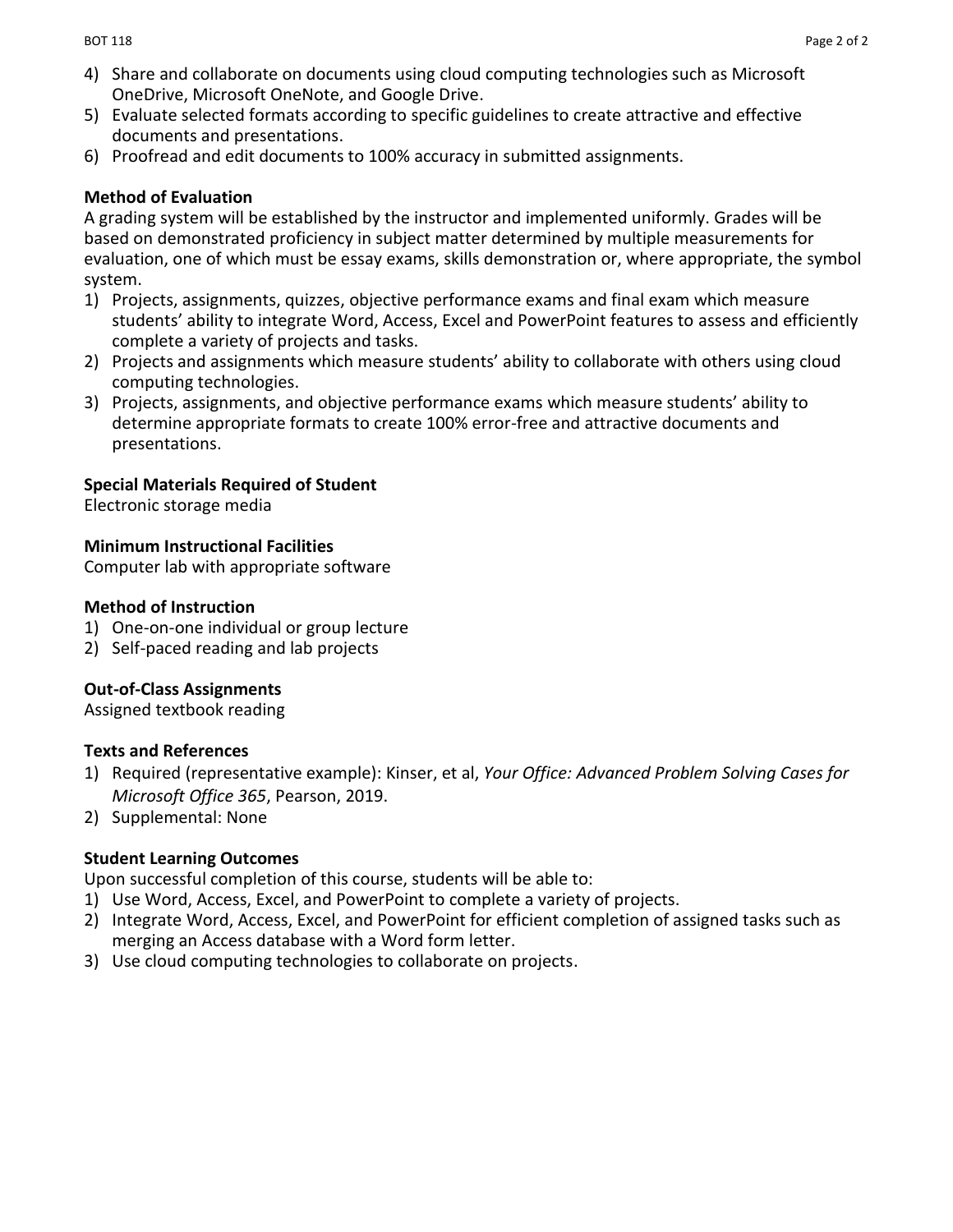4) Share and collaborate on documents using cloud computing technologies such as Microsoft OneDrive, Microsoft OneNote, and Google Drive.
5) Evaluate selected formats according to specific guidelines to create attractive and effective documents and presentations.
6) Proofread and edit documents to 100% accuracy in submitted assignments.

**Method of Evaluation**

A grading system will be established by the instructor and implemented uniformly. Grades will be based on demonstrated proficiency in subject matter determined by multiple measurements for evaluation, one of which must be essay exams, skills demonstration or, where appropriate, the symbol system.

1) Projects, assignments, quizzes, objective performance exams and final exam which measure students' ability to integrate Word, Access, Excel and PowerPoint features to assess and efficiently complete a variety of projects and tasks.
2) Projects and assignments which measure students' ability to collaborate with others using cloud computing technologies.
3) Projects, assignments, and objective performance exams which measure students' ability to determine appropriate formats to create 100% error-free and attractive documents and presentations.

**Special Materials Required of Student**

Electronic storage media

**Minimum Instructional Facilities**

Computer lab with appropriate software

**Method of Instruction**

1) One-on-one individual or group lecture
2) Self-paced reading and lab projects

**Out-of-Class Assignments**

Assigned textbook reading

**Texts and References**

1) Required (representative example): Kinser, et al, *Your Office: Advanced Problem Solving Cases for Microsoft Office 365*, Pearson, 2019.
2) Supplemental: None

**Student Learning Outcomes**

Upon successful completion of this course, students will be able to:

1) Use Word, Access, Excel, and PowerPoint to complete a variety of projects.
2) Integrate Word, Access, Excel, and PowerPoint for efficient completion of assigned tasks such as merging an Access database with a Word form letter.
3) Use cloud computing technologies to collaborate on projects.